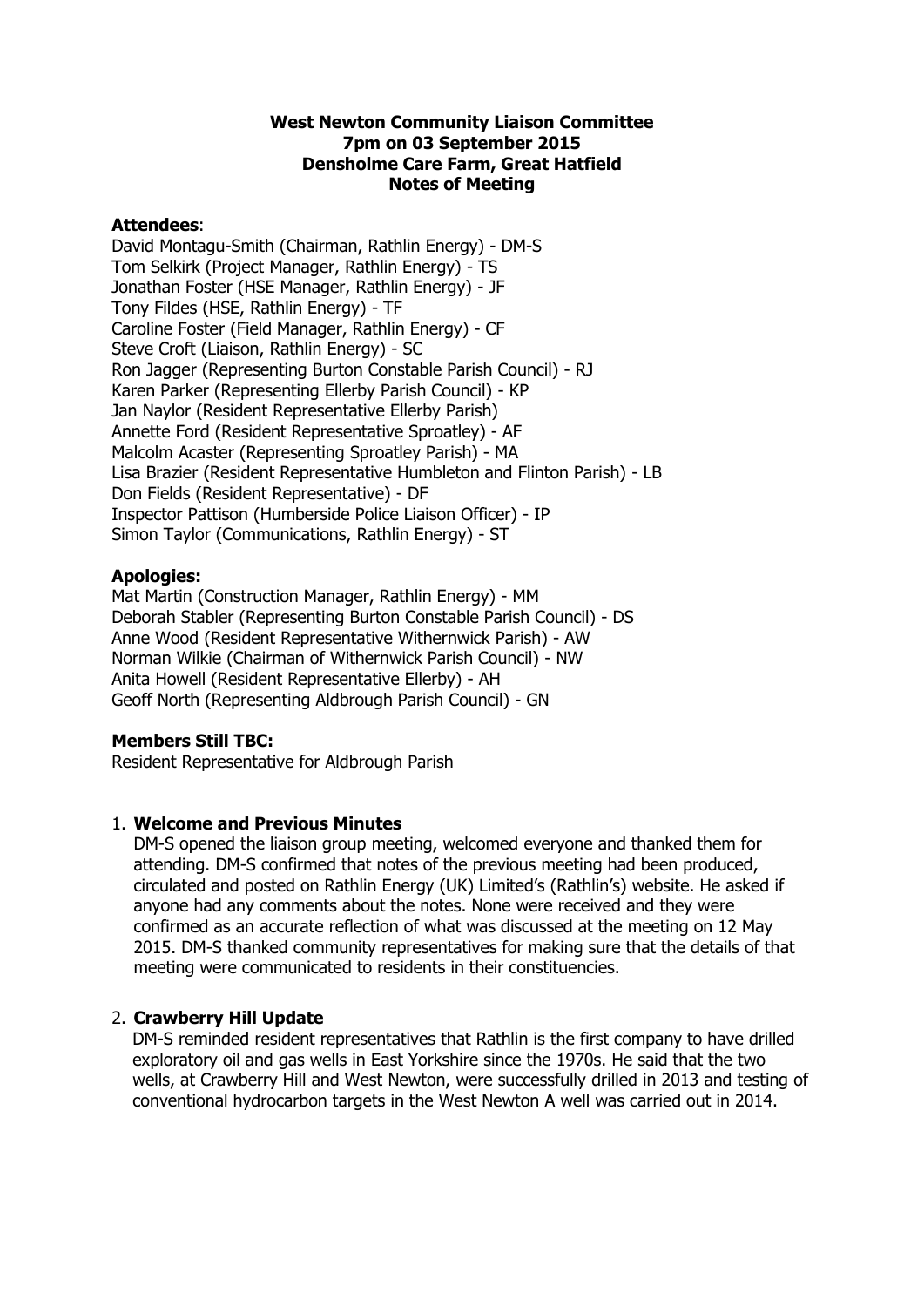**West Newton Community Liaison Committee**
**7pm on 03 September 2015**
**Densholme Care Farm, Great Hatfield**
**Notes of Meeting**

**Attendees**:
David Montagu-Smith (Chairman, Rathlin Energy) - DM-S
Tom Selkirk (Project Manager, Rathlin Energy) - TS
Jonathan Foster (HSE Manager, Rathlin Energy) - JF
Tony Fildes (HSE, Rathlin Energy) - TF
Caroline Foster (Field Manager, Rathlin Energy) - CF
Steve Croft (Liaison, Rathlin Energy) - SC
Ron Jagger (Representing Burton Constable Parish Council) - RJ
Karen Parker (Representing Ellerby Parish Council) - KP
Jan Naylor (Resident Representative Ellerby Parish)
Annette Ford (Resident Representative Sproatley) - AF
Malcolm Acaster (Representing Sproatley Parish) - MA
Lisa Brazier (Resident Representative Humbleton and Flinton Parish) - LB
Don Fields (Resident Representative) - DF
Inspector Pattison (Humberside Police Liaison Officer) - IP
Simon Taylor (Communications, Rathlin Energy) - ST

**Apologies:**
Mat Martin (Construction Manager, Rathlin Energy) - MM
Deborah Stabler (Representing Burton Constable Parish Council) - DS
Anne Wood (Resident Representative Withernwick Parish) - AW
Norman Wilkie (Chairman of Withernwick Parish Council) - NW
Anita Howell (Resident Representative Ellerby) - AH
Geoff North (Representing Aldbrough Parish Council) - GN

**Members Still TBC:**
Resident Representative for Aldbrough Parish

1. **Welcome and Previous Minutes**
   DM-S opened the liaison group meeting, welcomed everyone and thanked them for attending. DM-S confirmed that notes of the previous meeting had been produced, circulated and posted on Rathlin Energy (UK) Limited's (Rathlin's) website. He asked if anyone had any comments about the notes. None were received and they were confirmed as an accurate reflection of what was discussed at the meeting on 12 May 2015. DM-S thanked community representatives for making sure that the details of that meeting were communicated to residents in their constituencies.

2. **Crawberry Hill Update**
   DM-S reminded resident representatives that Rathlin is the first company to have drilled exploratory oil and gas wells in East Yorkshire since the 1970s. He said that the two wells, at Crawberry Hill and West Newton, were successfully drilled in 2013 and testing of conventional hydrocarbon targets in the West Newton A well was carried out in 2014.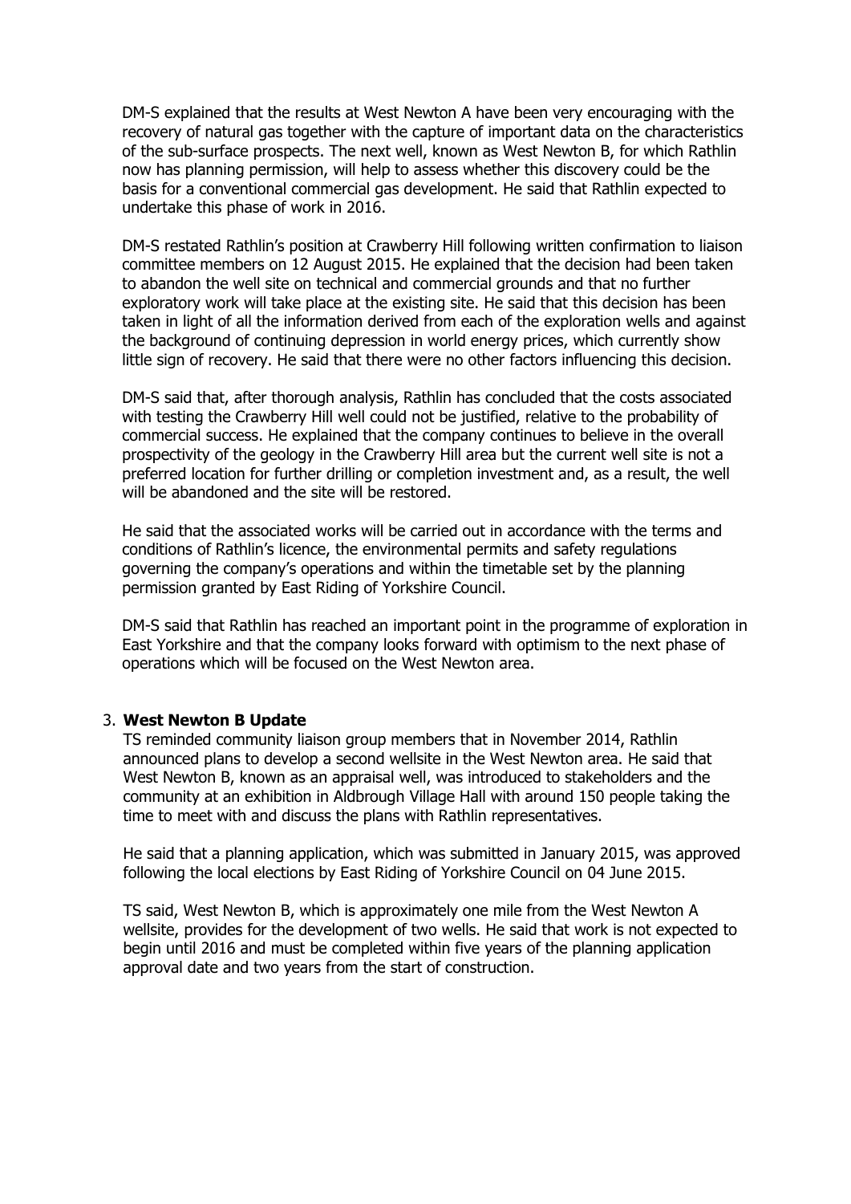DM-S explained that the results at West Newton A have been very encouraging with the recovery of natural gas together with the capture of important data on the characteristics of the sub-surface prospects. The next well, known as West Newton B, for which Rathlin now has planning permission, will help to assess whether this discovery could be the basis for a conventional commercial gas development. He said that Rathlin expected to undertake this phase of work in 2016.

DM-S restated Rathlin's position at Crawberry Hill following written confirmation to liaison committee members on 12 August 2015. He explained that the decision had been taken to abandon the well site on technical and commercial grounds and that no further exploratory work will take place at the existing site. He said that this decision has been taken in light of all the information derived from each of the exploration wells and against the background of continuing depression in world energy prices, which currently show little sign of recovery. He said that there were no other factors influencing this decision.

DM-S said that, after thorough analysis, Rathlin has concluded that the costs associated with testing the Crawberry Hill well could not be justified, relative to the probability of commercial success. He explained that the company continues to believe in the overall prospectivity of the geology in the Crawberry Hill area but the current well site is not a preferred location for further drilling or completion investment and, as a result, the well will be abandoned and the site will be restored.

He said that the associated works will be carried out in accordance with the terms and conditions of Rathlin's licence, the environmental permits and safety regulations governing the company's operations and within the timetable set by the planning permission granted by East Riding of Yorkshire Council.

DM-S said that Rathlin has reached an important point in the programme of exploration in East Yorkshire and that the company looks forward with optimism to the next phase of operations which will be focused on the West Newton area.

3. **West Newton B Update**

TS reminded community liaison group members that in November 2014, Rathlin announced plans to develop a second wellsite in the West Newton area. He said that West Newton B, known as an appraisal well, was introduced to stakeholders and the community at an exhibition in Aldbrough Village Hall with around 150 people taking the time to meet with and discuss the plans with Rathlin representatives.

He said that a planning application, which was submitted in January 2015, was approved following the local elections by East Riding of Yorkshire Council on 04 June 2015.

TS said, West Newton B, which is approximately one mile from the West Newton A wellsite, provides for the development of two wells. He said that work is not expected to begin until 2016 and must be completed within five years of the planning application approval date and two years from the start of construction.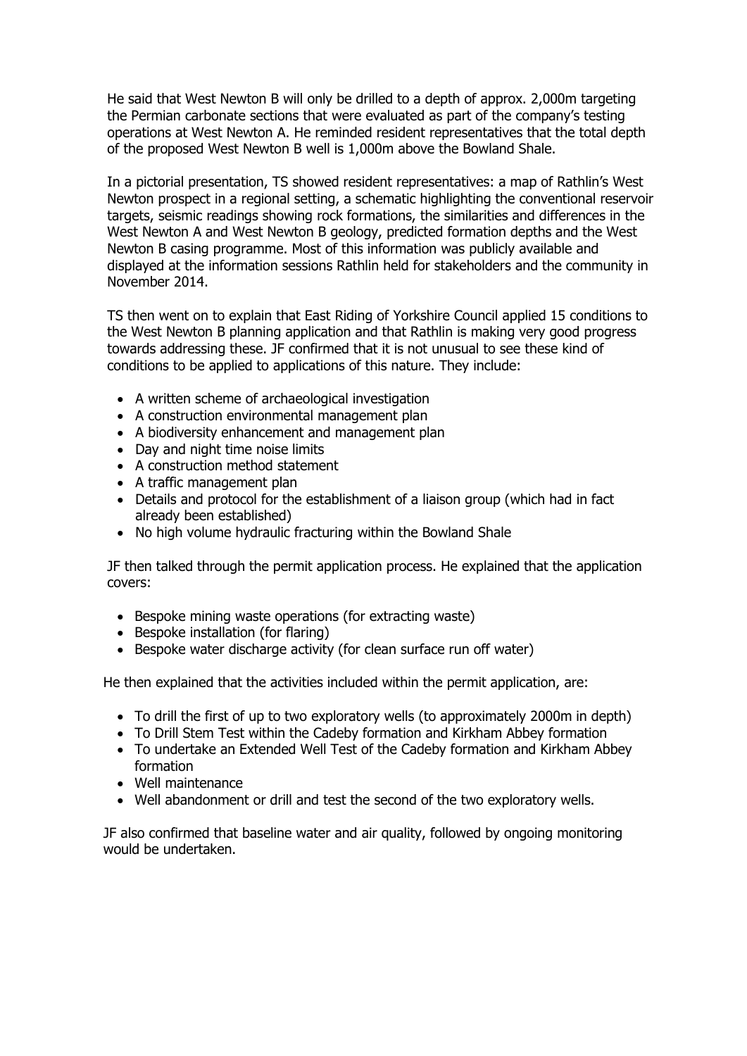He said that West Newton B will only be drilled to a depth of approx. 2,000m targeting the Permian carbonate sections that were evaluated as part of the company's testing operations at West Newton A. He reminded resident representatives that the total depth of the proposed West Newton B well is 1,000m above the Bowland Shale.

In a pictorial presentation, TS showed resident representatives: a map of Rathlin's West Newton prospect in a regional setting, a schematic highlighting the conventional reservoir targets, seismic readings showing rock formations, the similarities and differences in the West Newton A and West Newton B geology, predicted formation depths and the West Newton B casing programme. Most of this information was publicly available and displayed at the information sessions Rathlin held for stakeholders and the community in November 2014.

TS then went on to explain that East Riding of Yorkshire Council applied 15 conditions to the West Newton B planning application and that Rathlin is making very good progress towards addressing these. JF confirmed that it is not unusual to see these kind of conditions to be applied to applications of this nature. They include:

- A written scheme of archaeological investigation
- A construction environmental management plan
- A biodiversity enhancement and management plan
- Day and night time noise limits
- A construction method statement
- A traffic management plan
- Details and protocol for the establishment of a liaison group (which had in fact already been established)
- No high volume hydraulic fracturing within the Bowland Shale

JF then talked through the permit application process. He explained that the application covers:

- Bespoke mining waste operations (for extracting waste)
- Bespoke installation (for flaring)
- Bespoke water discharge activity (for clean surface run off water)

He then explained that the activities included within the permit application, are:

- To drill the first of up to two exploratory wells (to approximately 2000m in depth)
- To Drill Stem Test within the Cadeby formation and Kirkham Abbey formation
- To undertake an Extended Well Test of the Cadeby formation and Kirkham Abbey formation
- Well maintenance
- Well abandonment or drill and test the second of the two exploratory wells.

JF also confirmed that baseline water and air quality, followed by ongoing monitoring would be undertaken.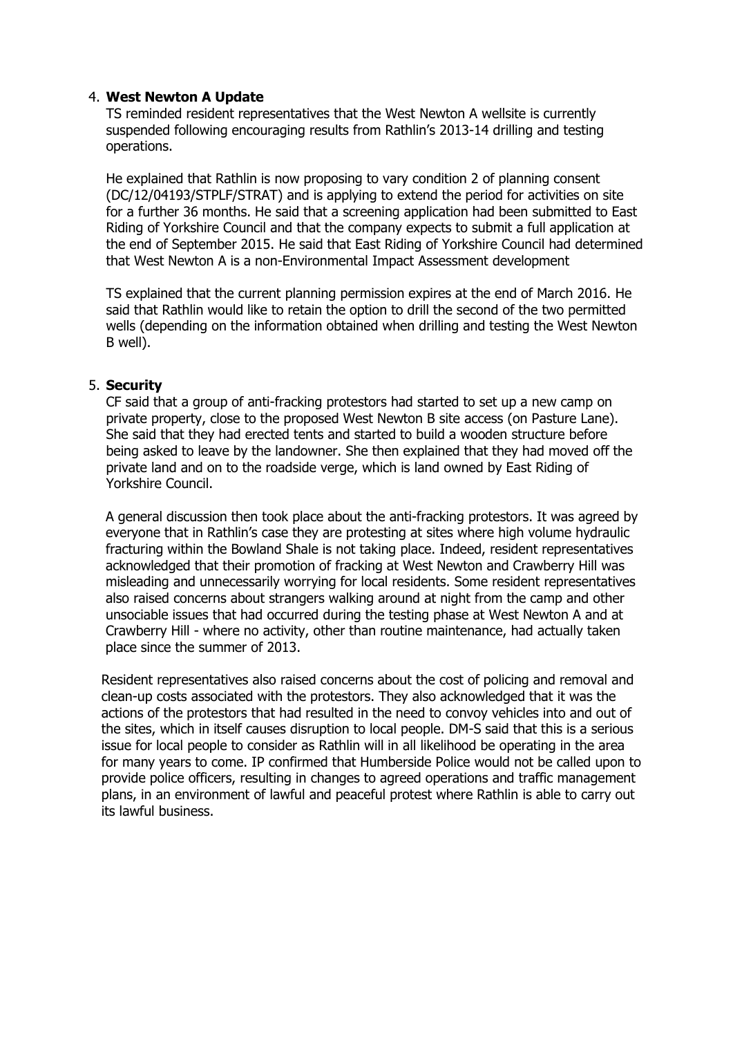4. **West Newton A Update**

   TS reminded resident representatives that the West Newton A wellsite is currently suspended following encouraging results from Rathlin's 2013-14 drilling and testing operations.

   He explained that Rathlin is now proposing to vary condition 2 of planning consent (DC/12/04193/STPLF/STRAT) and is applying to extend the period for activities on site for a further 36 months. He said that a screening application had been submitted to East Riding of Yorkshire Council and that the company expects to submit a full application at the end of September 2015. He said that East Riding of Yorkshire Council had determined that West Newton A is a non-Environmental Impact Assessment development

   TS explained that the current planning permission expires at the end of March 2016. He said that Rathlin would like to retain the option to drill the second of the two permitted wells (depending on the information obtained when drilling and testing the West Newton B well).

5. **Security**

   CF said that a group of anti-fracking protestors had started to set up a new camp on private property, close to the proposed West Newton B site access (on Pasture Lane). She said that they had erected tents and started to build a wooden structure before being asked to leave by the landowner. She then explained that they had moved off the private land and on to the roadside verge, which is land owned by East Riding of Yorkshire Council.

   A general discussion then took place about the anti-fracking protestors. It was agreed by everyone that in Rathlin's case they are protesting at sites where high volume hydraulic fracturing within the Bowland Shale is not taking place. Indeed, resident representatives acknowledged that their promotion of fracking at West Newton and Crawberry Hill was misleading and unnecessarily worrying for local residents. Some resident representatives also raised concerns about strangers walking around at night from the camp and other unsociable issues that had occurred during the testing phase at West Newton A and at Crawberry Hill - where no activity, other than routine maintenance, had actually taken place since the summer of 2013.

   Resident representatives also raised concerns about the cost of policing and removal and clean-up costs associated with the protestors. They also acknowledged that it was the actions of the protestors that had resulted in the need to convoy vehicles into and out of the sites, which in itself causes disruption to local people. DM-S said that this is a serious issue for local people to consider as Rathlin will in all likelihood be operating in the area for many years to come. IP confirmed that Humberside Police would not be called upon to provide police officers, resulting in changes to agreed operations and traffic management plans, in an environment of lawful and peaceful protest where Rathlin is able to carry out its lawful business.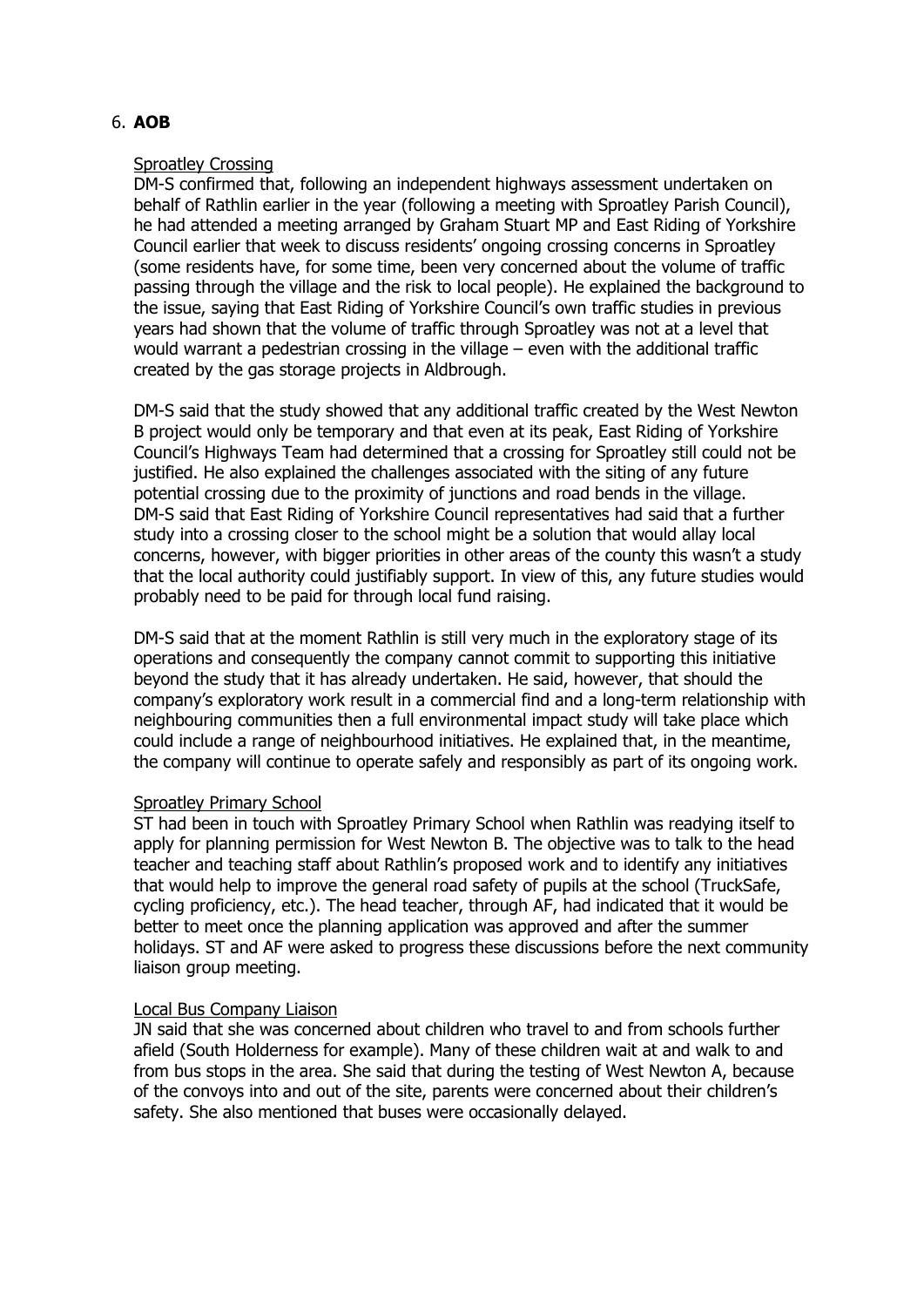## 6. **AOB**

<u>Sproatley Crossing</u>

DM-S confirmed that, following an independent highways assessment undertaken on behalf of Rathlin earlier in the year (following a meeting with Sproatley Parish Council), he had attended a meeting arranged by Graham Stuart MP and East Riding of Yorkshire Council earlier that week to discuss residents' ongoing crossing concerns in Sproatley (some residents have, for some time, been very concerned about the volume of traffic passing through the village and the risk to local people). He explained the background to the issue, saying that East Riding of Yorkshire Council's own traffic studies in previous years had shown that the volume of traffic through Sproatley was not at a level that would warrant a pedestrian crossing in the village – even with the additional traffic created by the gas storage projects in Aldbrough.

DM-S said that the study showed that any additional traffic created by the West Newton B project would only be temporary and that even at its peak, East Riding of Yorkshire Council's Highways Team had determined that a crossing for Sproatley still could not be justified. He also explained the challenges associated with the siting of any future potential crossing due to the proximity of junctions and road bends in the village. DM-S said that East Riding of Yorkshire Council representatives had said that a further study into a crossing closer to the school might be a solution that would allay local concerns, however, with bigger priorities in other areas of the county this wasn't a study that the local authority could justifiably support. In view of this, any future studies would probably need to be paid for through local fund raising.

DM-S said that at the moment Rathlin is still very much in the exploratory stage of its operations and consequently the company cannot commit to supporting this initiative beyond the study that it has already undertaken. He said, however, that should the company's exploratory work result in a commercial find and a long-term relationship with neighbouring communities then a full environmental impact study will take place which could include a range of neighbourhood initiatives. He explained that, in the meantime, the company will continue to operate safely and responsibly as part of its ongoing work.

<u>Sproatley Primary School</u>

ST had been in touch with Sproatley Primary School when Rathlin was readying itself to apply for planning permission for West Newton B. The objective was to talk to the head teacher and teaching staff about Rathlin's proposed work and to identify any initiatives that would help to improve the general road safety of pupils at the school (TruckSafe, cycling proficiency, etc.). The head teacher, through AF, had indicated that it would be better to meet once the planning application was approved and after the summer holidays. ST and AF were asked to progress these discussions before the next community liaison group meeting.

<u>Local Bus Company Liaison</u>

JN said that she was concerned about children who travel to and from schools further afield (South Holderness for example). Many of these children wait at and walk to and from bus stops in the area. She said that during the testing of West Newton A, because of the convoys into and out of the site, parents were concerned about their children's safety. She also mentioned that buses were occasionally delayed.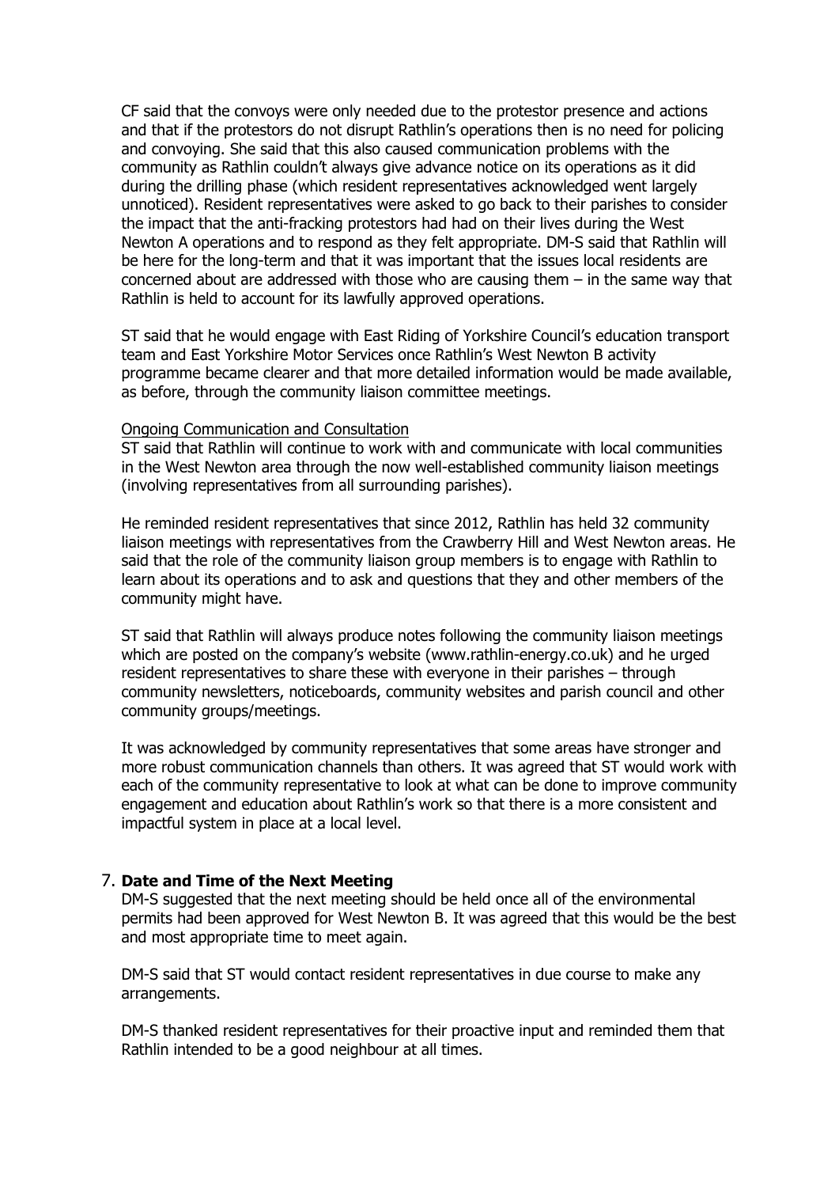CF said that the convoys were only needed due to the protestor presence and actions and that if the protestors do not disrupt Rathlin's operations then is no need for policing and convoying. She said that this also caused communication problems with the community as Rathlin couldn't always give advance notice on its operations as it did during the drilling phase (which resident representatives acknowledged went largely unnoticed). Resident representatives were asked to go back to their parishes to consider the impact that the anti-fracking protestors had had on their lives during the West Newton A operations and to respond as they felt appropriate. DM-S said that Rathlin will be here for the long-term and that it was important that the issues local residents are concerned about are addressed with those who are causing them – in the same way that Rathlin is held to account for its lawfully approved operations.

ST said that he would engage with East Riding of Yorkshire Council's education transport team and East Yorkshire Motor Services once Rathlin's West Newton B activity programme became clearer and that more detailed information would be made available, as before, through the community liaison committee meetings.

Ongoing Communication and Consultation

ST said that Rathlin will continue to work with and communicate with local communities in the West Newton area through the now well-established community liaison meetings (involving representatives from all surrounding parishes).

He reminded resident representatives that since 2012, Rathlin has held 32 community liaison meetings with representatives from the Crawberry Hill and West Newton areas. He said that the role of the community liaison group members is to engage with Rathlin to learn about its operations and to ask and questions that they and other members of the community might have.

ST said that Rathlin will always produce notes following the community liaison meetings which are posted on the company's website (www.rathlin-energy.co.uk) and he urged resident representatives to share these with everyone in their parishes – through community newsletters, noticeboards, community websites and parish council and other community groups/meetings.

It was acknowledged by community representatives that some areas have stronger and more robust communication channels than others. It was agreed that ST would work with each of the community representative to look at what can be done to improve community engagement and education about Rathlin's work so that there is a more consistent and impactful system in place at a local level.

7. **Date and Time of the Next Meeting**

DM-S suggested that the next meeting should be held once all of the environmental permits had been approved for West Newton B. It was agreed that this would be the best and most appropriate time to meet again.

DM-S said that ST would contact resident representatives in due course to make any arrangements.

DM-S thanked resident representatives for their proactive input and reminded them that Rathlin intended to be a good neighbour at all times.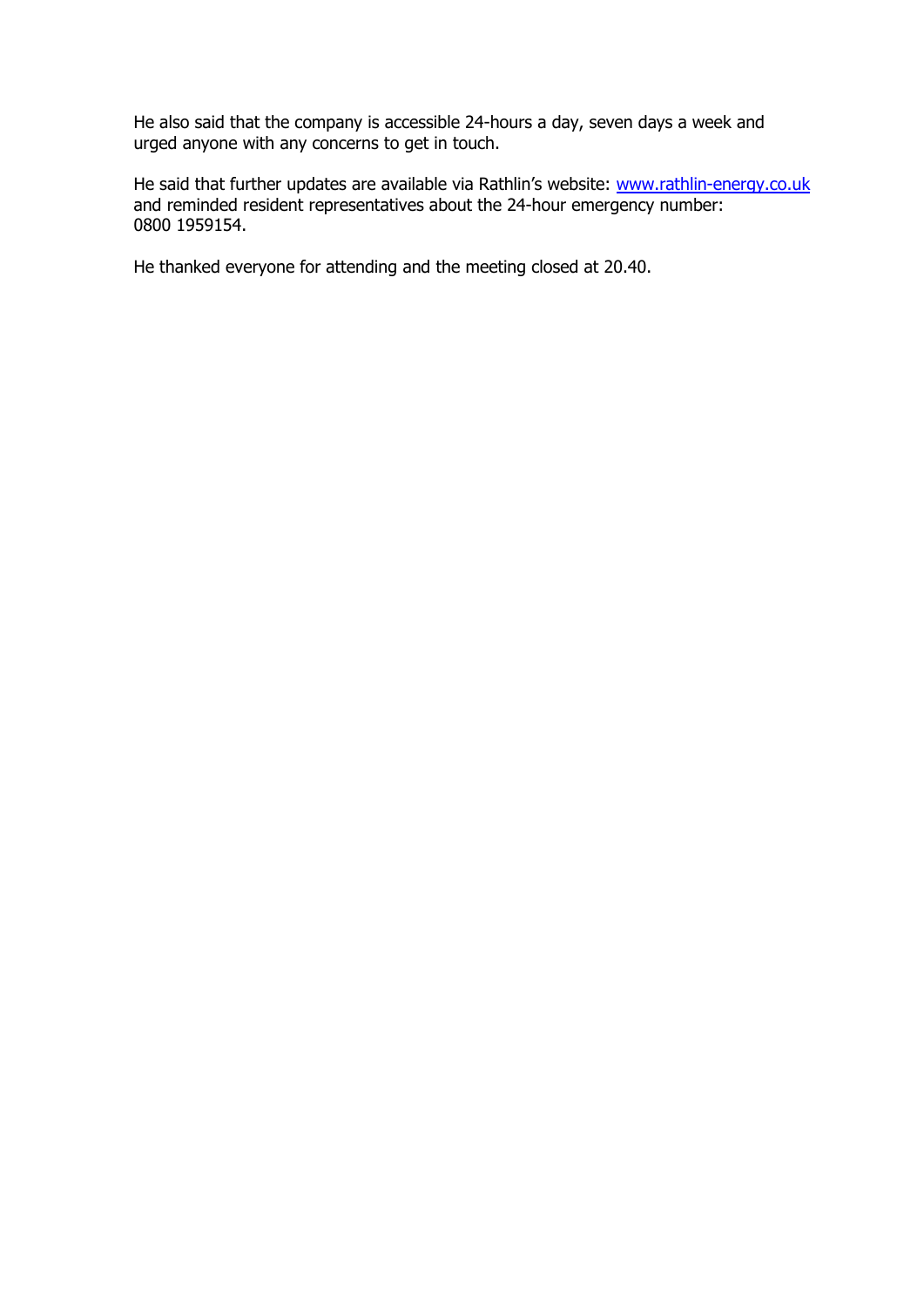He also said that the company is accessible 24-hours a day, seven days a week and urged anyone with any concerns to get in touch.

He said that further updates are available via Rathlin's website: [www.rathlin-energy.co.uk](http://www.rathlin-energy.co.uk) and reminded resident representatives about the 24-hour emergency number: 0800 1959154.

He thanked everyone for attending and the meeting closed at 20.40.